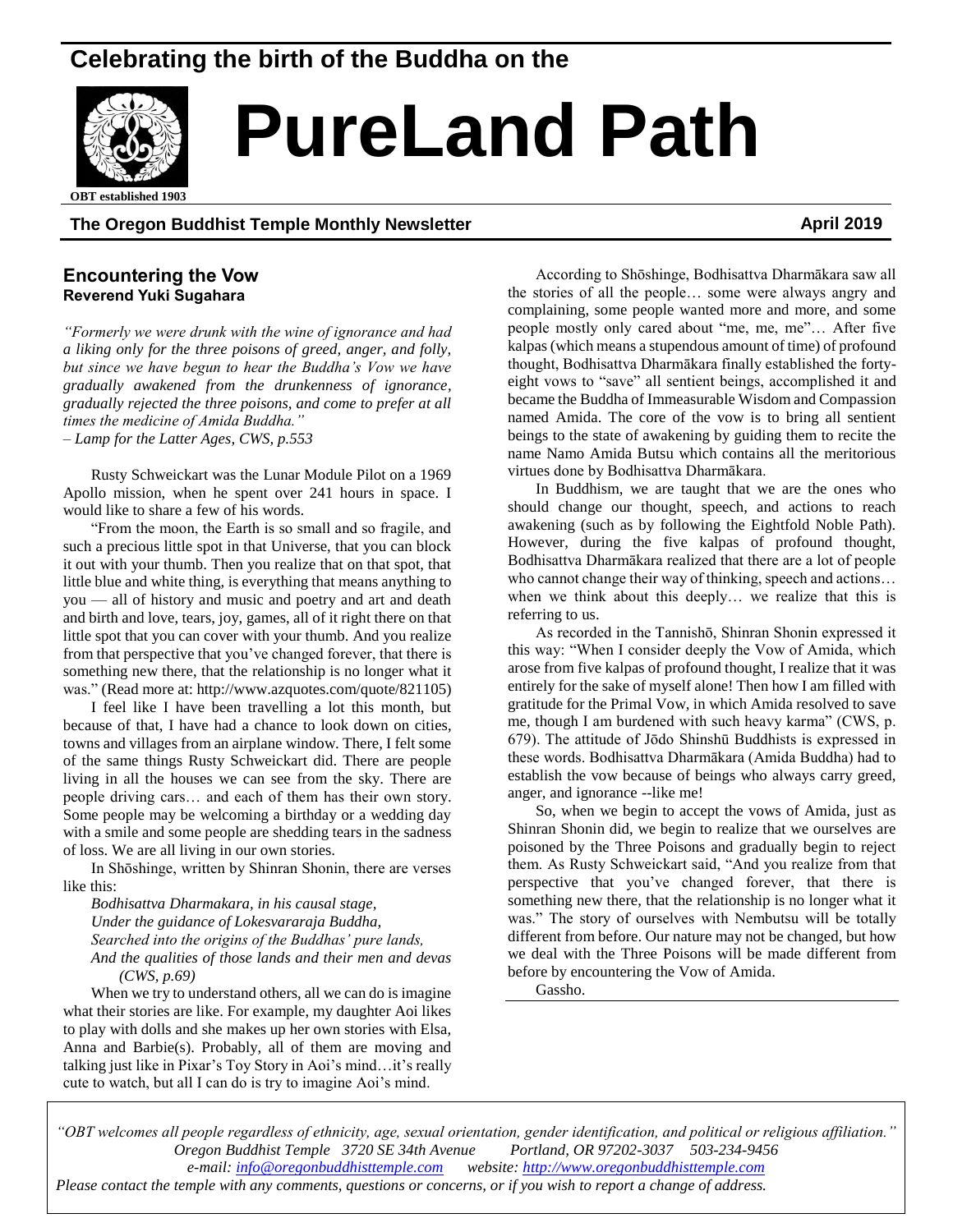# Celebrating the birth of the Buddha on the

# PureLand Path

OBT established 1903

**The Oregon Buddhist Temple Monthly Newsletter** **April 2019**

## Encountering the Vow

**Reverend Yuki Sugahara**

*"Formerly we were drunk with the wine of ignorance and had a liking only for the three poisons of greed, anger, and folly, but since we have begun to hear the Buddha's Vow we have gradually awakened from the drunkenness of ignorance, gradually rejected the three poisons, and come to prefer at all times the medicine of Amida Buddha."*
*– Lamp for the Latter Ages, CWS, p.553*

Rusty Schweickart was the Lunar Module Pilot on a 1969 Apollo mission, when he spent over 241 hours in space. I would like to share a few of his words.

"From the moon, the Earth is so small and so fragile, and such a precious little spot in that Universe, that you can block it out with your thumb. Then you realize that on that spot, that little blue and white thing, is everything that means anything to you — all of history and music and poetry and art and death and birth and love, tears, joy, games, all of it right there on that little spot that you can cover with your thumb. And you realize from that perspective that you've changed forever, that there is something new there, that the relationship is no longer what it was." (Read more at: http://www.azquotes.com/quote/821105)

I feel like I have been travelling a lot this month, but because of that, I have had a chance to look down on cities, towns and villages from an airplane window. There, I felt some of the same things Rusty Schweickart did. There are people living in all the houses we can see from the sky. There are people driving cars… and each of them has their own story. Some people may be welcoming a birthday or a wedding day with a smile and some people are shedding tears in the sadness of loss. We are all living in our own stories.

In Shōshinge, written by Shinran Shonin, there are verses like this:

*Bodhisattva Dharmakara, in his causal stage,*
*Under the guidance of Lokesvararaja Buddha,*
*Searched into the origins of the Buddhas' pure lands,*
*And the qualities of those lands and their men and devas (CWS, p.69)*

When we try to understand others, all we can do is imagine what their stories are like. For example, my daughter Aoi likes to play with dolls and she makes up her own stories with Elsa, Anna and Barbie(s). Probably, all of them are moving and talking just like in Pixar's Toy Story in Aoi's mind…it's really cute to watch, but all I can do is try to imagine Aoi's mind.

According to Shōshinge, Bodhisattva Dharmākara saw all the stories of all the people… some were always angry and complaining, some people wanted more and more, and some people mostly only cared about "me, me, me"… After five kalpas (which means a stupendous amount of time) of profound thought, Bodhisattva Dharmākara finally established the forty-eight vows to "save" all sentient beings, accomplished it and became the Buddha of Immeasurable Wisdom and Compassion named Amida. The core of the vow is to bring all sentient beings to the state of awakening by guiding them to recite the name Namo Amida Butsu which contains all the meritorious virtues done by Bodhisattva Dharmākara.

In Buddhism, we are taught that we are the ones who should change our thought, speech, and actions to reach awakening (such as by following the Eightfold Noble Path). However, during the five kalpas of profound thought, Bodhisattva Dharmākara realized that there are a lot of people who cannot change their way of thinking, speech and actions… when we think about this deeply… we realize that this is referring to us.

As recorded in the Tannishō, Shinran Shonin expressed it this way: "When I consider deeply the Vow of Amida, which arose from five kalpas of profound thought, I realize that it was entirely for the sake of myself alone! Then how I am filled with gratitude for the Primal Vow, in which Amida resolved to save me, though I am burdened with such heavy karma" (CWS, p. 679). The attitude of Jōdo Shinshū Buddhists is expressed in these words. Bodhisattva Dharmākara (Amida Buddha) had to establish the vow because of beings who always carry greed, anger, and ignorance --like me!

So, when we begin to accept the vows of Amida, just as Shinran Shonin did, we begin to realize that we ourselves are poisoned by the Three Poisons and gradually begin to reject them. As Rusty Schweickart said, "And you realize from that perspective that you've changed forever, that there is something new there, that the relationship is no longer what it was." The story of ourselves with Nembutsu will be totally different from before. Our nature may not be changed, but how we deal with the Three Poisons will be made different from before by encountering the Vow of Amida.

Gassho.

*"OBT welcomes all people regardless of ethnicity, age, sexual orientation, gender identification, and political or religious affiliation."*
*Oregon Buddhist Temple 3720 SE 34th Avenue Portland, OR 97202-3037 503-234-9456*
*e-mail: info@oregonbuddhisttemple.com website: http://www.oregonbuddhisttemple.com*
*Please contact the temple with any comments, questions or concerns, or if you wish to report a change of address.*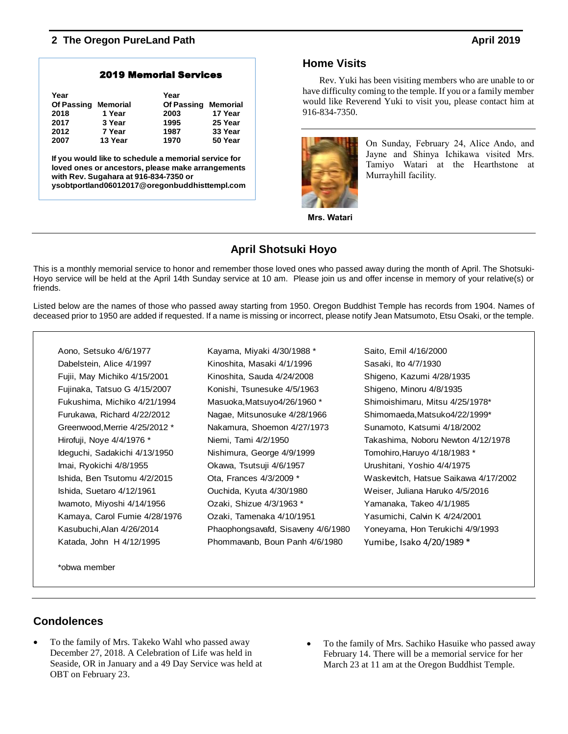## 2019 Memorial Services

| Year Of Passing | Memorial | Year Of Passing | Memorial |
|---|---|---|---|
| 2018 | 1 Year | 2003 | 17 Year |
| 2017 | 3 Year | 1995 | 25 Year |
| 2012 | 7 Year | 1987 | 33 Year |
| 2007 | 13 Year | 1970 | 50 Year |

**If you would like to schedule a memorial service for loved ones or ancestors, please make arrangements with Rev. Sugahara at 916-834-7350 or ysobtportland06012017@oregonbuddhisttempl.com**

## Home Visits

Rev. Yuki has been visiting members who are unable to or have difficulty coming to the temple. If you or a family member would like Reverend Yuki to visit you, please contact him at 916-834-7350.

On Sunday, February 24, Alice Ando, and Jayne and Shinya Ichikawa visited Mrs. Tamiyo Watari at the Hearthstone at Murrayhill facility.

Mrs. Watari

## April Shotsuki Hoyo

This is a monthly memorial service to honor and remember those loved ones who passed away during the month of April. The Shotsuki-Hoyo service will be held at the April 14th Sunday service at 10 am. Please join us and offer incense in memory of your relative(s) or friends.

Listed below are the names of those who passed away starting from 1950. Oregon Buddhist Temple has records from 1904. Names of deceased prior to 1950 are added if requested. If a name is missing or incorrect, please notify Jean Matsumoto, Etsu Osaki, or the temple.

Aono, Setsuko 4/6/1977
Dabelstein, Alice 4/1997
Fujii, May Michiko 4/15/2001
Fujinaka, Tatsuo G 4/15/2007
Fukushima, Michiko 4/21/1994
Furukawa, Richard 4/22/2012
Greenwood,Merrie 4/25/2012 *
Hirofuji, Noye 4/4/1976 *
Ideguchi, Sadakichi 4/13/1950
Imai, Ryokichi 4/8/1955
Ishida, Ben Tsutomu 4/2/2015
Ishida, Suetaro 4/12/1961
Iwamoto, Miyoshi 4/14/1956
Kamaya, Carol Fumie 4/28/1976
Kasubuchi,Alan 4/26/2014
Katada, John H 4/12/1995
Kayama, Miyaki 4/30/1988 *
Kinoshita, Masaki 4/1/1996
Kinoshita, Sauda 4/24/2008
Konishi, Tsunesuke 4/5/1963
Masuoka,Matsuyo4/26/1960 *
Nagae, Mitsunosuke 4/28/1966
Nakamura, Shoemon 4/27/1973
Niemi, Tami 4/2/1950
Nishimura, George 4/9/1999
Okawa, Tsutsuji 4/6/1957
Ota, Frances 4/3/2009 *
Ouchida, Kyuta 4/30/1980
Ozaki, Shizue 4/3/1963 *
Ozaki, Tamenaka 4/10/1951
Phaophongsavafd, Sisaveny 4/6/1980
Phommavanb, Boun Panh 4/6/1980
Saito, Emil 4/16/2000
Sasaki, Ito 4/7/1930
Shigeno, Kazumi 4/28/1935
Shigeno, Minoru 4/8/1935
Shimoishimaru, Mitsu 4/25/1978*
Shimomaeda,Matsuko4/22/1999*
Sunamoto, Katsumi 4/18/2002
Takashima, Noboru Newton 4/12/1978
Tomohiro,Haruyo 4/18/1983 *
Urushitani, Yoshio 4/4/1975
Waskevitch, Hatsue Saikawa 4/17/2002
Weiser, Juliana Haruko 4/5/2016
Yamanaka, Takeo 4/1/1985
Yasumichi, Calvin K 4/24/2001
Yoneyama, Hon Terukichi 4/9/1993
Yumibe, Isako 4/20/1989 *

*obwa member

## Condolences

- To the family of Mrs. Takeko Wahl who passed away December 27, 2018. A Celebration of Life was held in Seaside, OR in January and a 49 Day Service was held at OBT on February 23.
- To the family of Mrs. Sachiko Hasuike who passed away February 14. There will be a memorial service for her March 23 at 11 am at the Oregon Buddhist Temple.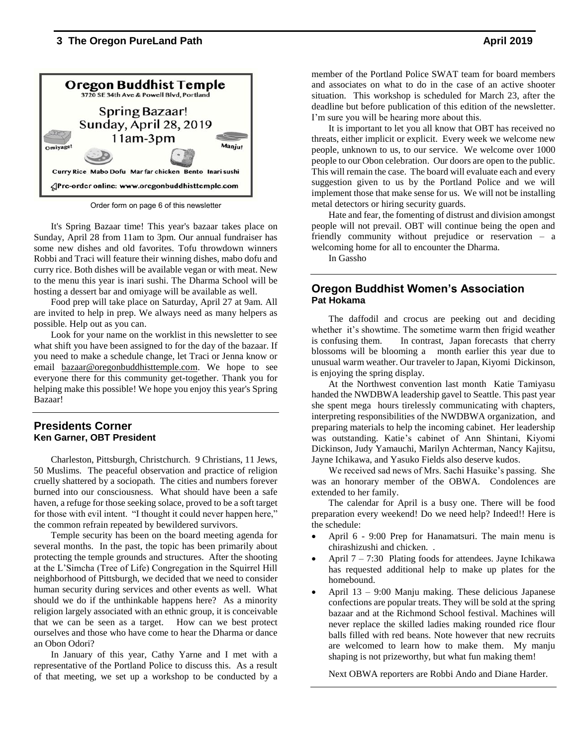**Oregon Buddhist Temple**
3720 SE 34th Ave & Powell Blvd, Portland

**Spring Bazaar!**
**Sunday, April 28, 2019**
**11am-3pm**

Omiyage! Manju!

Curry Rice Mabo Dofu Mar far chicken Bento Inari sushi

Pre-order online: www.oregonbuddhisttemple.com

Order form on page 6 of this newsletter

It's Spring Bazaar time! This year's bazaar takes place on Sunday, April 28 from 11am to 3pm. Our annual fundraiser has some new dishes and old favorites. Tofu throwdown winners Robbi and Traci will feature their winning dishes, mabo dofu and curry rice. Both dishes will be available vegan or with meat. New to the menu this year is inari sushi. The Dharma School will be hosting a dessert bar and omiyage will be available as well.

Food prep will take place on Saturday, April 27 at 9am. All are invited to help in prep. We always need as many helpers as possible. Help out as you can.

Look for your name on the worklist in this newsletter to see what shift you have been assigned to for the day of the bazaar. If you need to make a schedule change, let Traci or Jenna know or email bazaar@oregonbuddhisttemple.com. We hope to see everyone there for this community get-together. Thank you for helping make this possible! We hope you enjoy this year's Spring Bazaar!

## Presidents Corner
**Ken Garner, OBT President**

Charleston, Pittsburgh, Christchurch. 9 Christians, 11 Jews, 50 Muslims. The peaceful observation and practice of religion cruelly shattered by a sociopath. The cities and numbers forever burned into our consciousness. What should have been a safe haven, a refuge for those seeking solace, proved to be a soft target for those with evil intent. "I thought it could never happen here," the common refrain repeated by bewildered survivors.

Temple security has been on the board meeting agenda for several months. In the past, the topic has been primarily about protecting the temple grounds and structures. After the shooting at the L'Simcha (Tree of Life) Congregation in the Squirrel Hill neighborhood of Pittsburgh, we decided that we need to consider human security during services and other events as well. What should we do if the unthinkable happens here? As a minority religion largely associated with an ethnic group, it is conceivable that we can be seen as a target. How can we best protect ourselves and those who have come to hear the Dharma or dance an Obon Odori?

In January of this year, Cathy Yarne and I met with a representative of the Portland Police to discuss this. As a result of that meeting, we set up a workshop to be conducted by a member of the Portland Police SWAT team for board members and associates on what to do in the case of an active shooter situation. This workshop is scheduled for March 23, after the deadline but before publication of this edition of the newsletter. I'm sure you will be hearing more about this.

It is important to let you all know that OBT has received no threats, either implicit or explicit. Every week we welcome new people, unknown to us, to our service. We welcome over 1000 people to our Obon celebration. Our doors are open to the public. This will remain the case. The board will evaluate each and every suggestion given to us by the Portland Police and we will implement those that make sense for us. We will not be installing metal detectors or hiring security guards.

Hate and fear, the fomenting of distrust and division amongst people will not prevail. OBT will continue being the open and friendly community without prejudice or reservation – a welcoming home for all to encounter the Dharma.

In Gassho

## Oregon Buddhist Women's Association
**Pat Hokama**

The daffodil and crocus are peeking out and deciding whether it's showtime. The sometime warm then frigid weather is confusing them. In contrast, Japan forecasts that cherry blossoms will be blooming a month earlier this year due to unusual warm weather. Our traveler to Japan, Kiyomi Dickinson, is enjoying the spring display.

At the Northwest convention last month Katie Tamiyasu handed the NWDBWA leadership gavel to Seattle. This past year she spent mega hours tirelessly communicating with chapters, interpreting responsibilities of the NWDBWA organization, and preparing materials to help the incoming cabinet. Her leadership was outstanding. Katie's cabinet of Ann Shintani, Kiyomi Dickinson, Judy Yamauchi, Marilyn Achterman, Nancy Kajitsu, Jayne Ichikawa, and Yasuko Fields also deserve kudos.

We received sad news of Mrs. Sachi Hasuike's passing. She was an honorary member of the OBWA. Condolences are extended to her family.

The calendar for April is a busy one. There will be food preparation every weekend! Do we need help? Indeed!! Here is the schedule:

- April 6 - 9:00 Prep for Hanamatsuri. The main menu is chirashizushi and chicken. .
- April 7 – 7:30 Plating foods for attendees. Jayne Ichikawa has requested additional help to make up plates for the homebound.
- April 13 – 9:00 Manju making. These delicious Japanese confections are popular treats. They will be sold at the spring bazaar and at the Richmond School festival. Machines will never replace the skilled ladies making rounded rice flour balls filled with red beans. Note however that new recruits are welcomed to learn how to make them. My manju shaping is not prizeworthy, but what fun making them!

Next OBWA reporters are Robbi Ando and Diane Harder.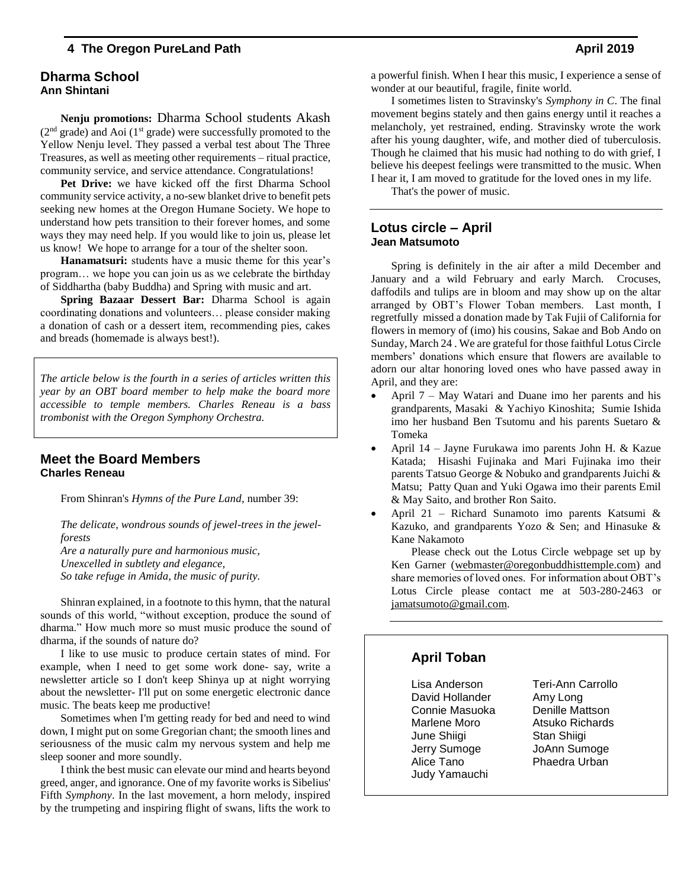## Dharma School
**Ann Shintani**

**Nenju promotions:** Dharma School students Akash (2nd grade) and Aoi (1st grade) were successfully promoted to the Yellow Nenju level. They passed a verbal test about The Three Treasures, as well as meeting other requirements – ritual practice, community service, and service attendance. Congratulations!

**Pet Drive:** we have kicked off the first Dharma School community service activity, a no-sew blanket drive to benefit pets seeking new homes at the Oregon Humane Society. We hope to understand how pets transition to their forever homes, and some ways they may need help. If you would like to join us, please let us know! We hope to arrange for a tour of the shelter soon.

**Hanamatsuri:** students have a music theme for this year's program… we hope you can join us as we celebrate the birthday of Siddhartha (baby Buddha) and Spring with music and art.

**Spring Bazaar Dessert Bar:** Dharma School is again coordinating donations and volunteers… please consider making a donation of cash or a dessert item, recommending pies, cakes and breads (homemade is always best!).

*The article below is the fourth in a series of articles written this year by an OBT board member to help make the board more accessible to temple members. Charles Reneau is a bass trombonist with the Oregon Symphony Orchestra.*

## Meet the Board Members
**Charles Reneau**

From Shinran's *Hymns of the Pure Land*, number 39:

*The delicate, wondrous sounds of jewel-trees in the jewel-forests*
*Are a naturally pure and harmonious music,*
*Unexcelled in subtlety and elegance,*
*So take refuge in Amida, the music of purity.*

Shinran explained, in a footnote to this hymn, that the natural sounds of this world, "without exception, produce the sound of dharma." How much more so must music produce the sound of dharma, if the sounds of nature do?

I like to use music to produce certain states of mind. For example, when I need to get some work done- say, write a newsletter article so I don't keep Shinya up at night worrying about the newsletter- I'll put on some energetic electronic dance music. The beats keep me productive!

Sometimes when I'm getting ready for bed and need to wind down, I might put on some Gregorian chant; the smooth lines and seriousness of the music calm my nervous system and help me sleep sooner and more soundly.

I think the best music can elevate our mind and hearts beyond greed, anger, and ignorance. One of my favorite works is Sibelius' Fifth *Symphony*. In the last movement, a horn melody, inspired by the trumpeting and inspiring flight of swans, lifts the work to a powerful finish. When I hear this music, I experience a sense of wonder at our beautiful, fragile, finite world.

I sometimes listen to Stravinsky's *Symphony in C*. The final movement begins stately and then gains energy until it reaches a melancholy, yet restrained, ending. Stravinsky wrote the work after his young daughter, wife, and mother died of tuberculosis. Though he claimed that his music had nothing to do with grief, I believe his deepest feelings were transmitted to the music. When I hear it, I am moved to gratitude for the loved ones in my life.

That's the power of music.

## Lotus circle – April
**Jean Matsumoto**

Spring is definitely in the air after a mild December and January and a wild February and early March. Crocuses, daffodils and tulips are in bloom and may show up on the altar arranged by OBT's Flower Toban members. Last month, I regretfully missed a donation made by Tak Fujii of California for flowers in memory of (imo) his cousins, Sakae and Bob Ando on Sunday, March 24 . We are grateful for those faithful Lotus Circle members' donations which ensure that flowers are available to adorn our altar honoring loved ones who have passed away in April, and they are:

- April 7 – May Watari and Duane imo her parents and his grandparents, Masaki & Yachiyo Kinoshita; Sumie Ishida imo her husband Ben Tsutomu and his parents Suetaro & Tomeka
- April 14 – Jayne Furukawa imo parents John H. & Kazue Katada; Hisashi Fujinaka and Mari Fujinaka imo their parents Tatsuo George & Nobuko and grandparents Juichi & Matsu; Patty Quan and Yuki Ogawa imo their parents Emil & May Saito, and brother Ron Saito.
- April 21 – Richard Sunamoto imo parents Katsumi & Kazuko, and grandparents Yozo & Sen; and Hinasuke & Kane Nakamoto

Please check out the Lotus Circle webpage set up by Ken Garner (webmaster@oregonbuddhisttemple.com) and share memories of loved ones. For information about OBT's Lotus Circle please contact me at 503-280-2463 or jamatsumoto@gmail.com.

## April Toban

| | |
|---|---|
| Lisa Anderson | Teri-Ann Carrollo |
| David Hollander | Amy Long |
| Connie Masuoka | Denille Mattson |
| Marlene Moro | Atsuko Richards |
| June Shiigi | Stan Shiigi |
| Jerry Sumoge | JoAnn Sumoge |
| Alice Tano | Phaedra Urban |
| Judy Yamauchi | |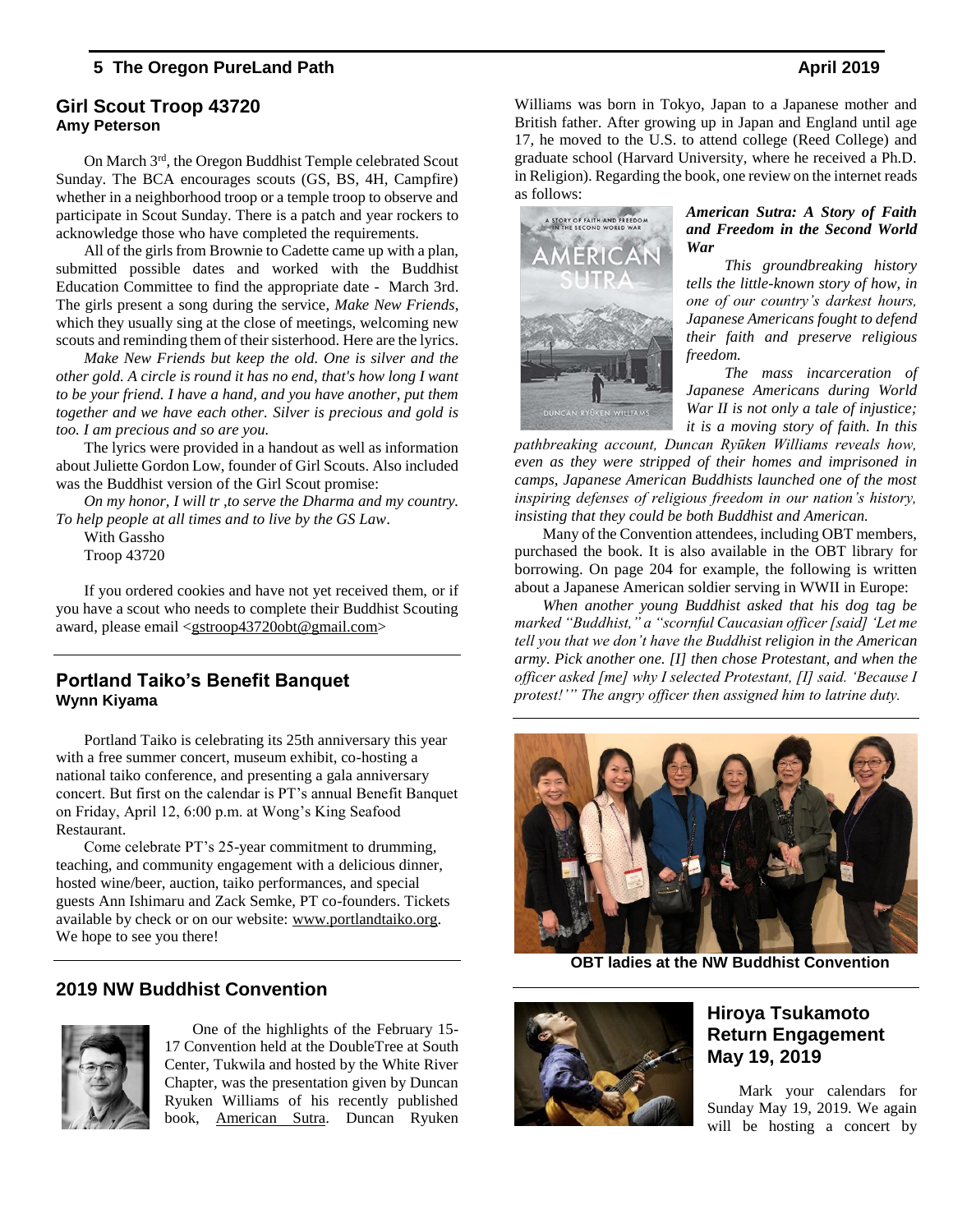## Girl Scout Troop 43720

**Amy Peterson**

On March 3rd, the Oregon Buddhist Temple celebrated Scout Sunday. The BCA encourages scouts (GS, BS, 4H, Campfire) whether in a neighborhood troop or a temple troop to observe and participate in Scout Sunday. There is a patch and year rockers to acknowledge those who have completed the requirements.

All of the girls from Brownie to Cadette came up with a plan, submitted possible dates and worked with the Buddhist Education Committee to find the appropriate date - March 3rd. The girls present a song during the service, *Make New Friends*, which they usually sing at the close of meetings, welcoming new scouts and reminding them of their sisterhood. Here are the lyrics.

*Make New Friends but keep the old. One is silver and the other gold. A circle is round it has no end, that's how long I want to be your friend. I have a hand, and you have another, put them together and we have each other. Silver is precious and gold is too. I am precious and so are you.*

The lyrics were provided in a handout as well as information about Juliette Gordon Low, founder of Girl Scouts. Also included was the Buddhist version of the Girl Scout promise:

*On my honor, I will tr ,to serve the Dharma and my country. To help people at all times and to live by the GS Law.*

With Gassho

Troop 43720

If you ordered cookies and have not yet received them, or if you have a scout who needs to complete their Buddhist Scouting award, please email <gstroop43720obt@gmail.com>

## Portland Taiko's Benefit Banquet

**Wynn Kiyama**

Portland Taiko is celebrating its 25th anniversary this year with a free summer concert, museum exhibit, co-hosting a national taiko conference, and presenting a gala anniversary concert. But first on the calendar is PT's annual Benefit Banquet on Friday, April 12, 6:00 p.m. at Wong's King Seafood Restaurant.

Come celebrate PT's 25-year commitment to drumming, teaching, and community engagement with a delicious dinner, hosted wine/beer, auction, taiko performances, and special guests Ann Ishimaru and Zack Semke, PT co-founders. Tickets available by check or on our website: www.portlandtaiko.org. We hope to see you there!

## 2019 NW Buddhist Convention

One of the highlights of the February 15-17 Convention held at the DoubleTree at South Center, Tukwila and hosted by the White River Chapter, was the presentation given by Duncan Ryuken Williams of his recently published book, American Sutra. Duncan Ryuken Williams was born in Tokyo, Japan to a Japanese mother and British father. After growing up in Japan and England until age 17, he moved to the U.S. to attend college (Reed College) and graduate school (Harvard University, where he received a Ph.D. in Religion). Regarding the book, one review on the internet reads as follows:

***American Sutra: A Story of Faith and Freedom in the Second World War***

*This groundbreaking history tells the little-known story of how, in one of our country's darkest hours, Japanese Americans fought to defend their faith and preserve religious freedom.*

*The mass incarceration of Japanese Americans during World War II is not only a tale of injustice; it is a moving story of faith. In this pathbreaking account, Duncan Ryūken Williams reveals how, even as they were stripped of their homes and imprisoned in camps, Japanese American Buddhists launched one of the most inspiring defenses of religious freedom in our nation's history, insisting that they could be both Buddhist and American.*

Many of the Convention attendees, including OBT members, purchased the book. It is also available in the OBT library for borrowing. On page 204 for example, the following is written about a Japanese American soldier serving in WWII in Europe:

*When another young Buddhist asked that his dog tag be marked "Buddhist," a "scornful Caucasian officer [said] 'Let me tell you that we don't have the Buddhist religion in the American army. Pick another one. [I] then chose Protestant, and when the officer asked [me] why I selected Protestant, [I] said. 'Because I protest!'" The angry officer then assigned him to latrine duty.*

**OBT ladies at the NW Buddhist Convention**

## Hiroya Tsukamoto Return Engagement May 19, 2019

Mark your calendars for Sunday May 19, 2019. We again will be hosting a concert by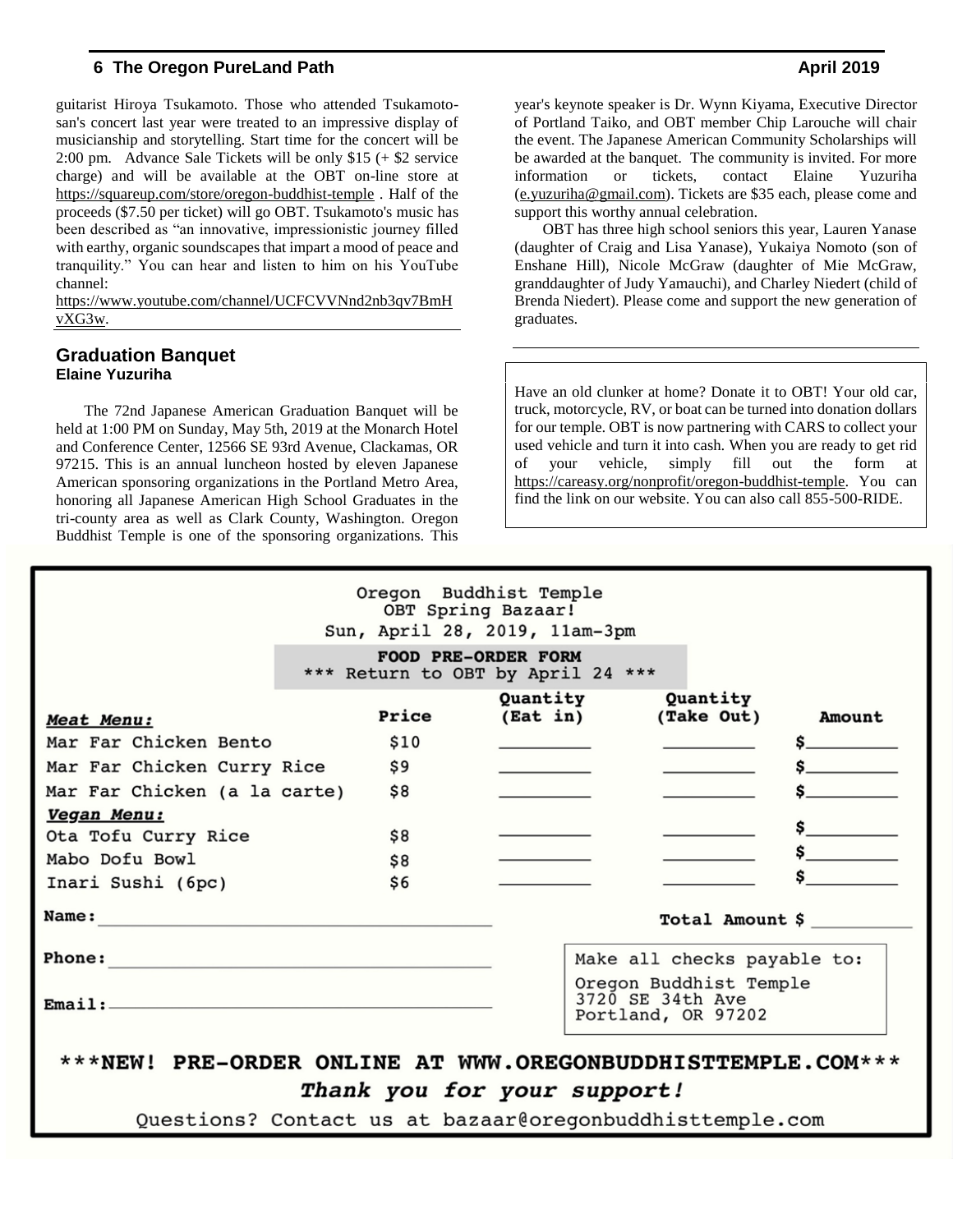guitarist Hiroya Tsukamoto. Those who attended Tsukamoto-san's concert last year were treated to an impressive display of musicianship and storytelling. Start time for the concert will be 2:00 pm. Advance Sale Tickets will be only $15 (+ $2 service charge) and will be available at the OBT on-line store at https://squareup.com/store/oregon-buddhist-temple . Half of the proceeds ($7.50 per ticket) will go OBT. Tsukamoto's music has been described as "an innovative, impressionistic journey filled with earthy, organic soundscapes that impart a mood of peace and tranquility." You can hear and listen to him on his YouTube channel:
https://www.youtube.com/channel/UCFCVVNnd2nb3qv7BmHvXG3w.

## Graduation Banquet

**Elaine Yuzuriha**

The 72nd Japanese American Graduation Banquet will be held at 1:00 PM on Sunday, May 5th, 2019 at the Monarch Hotel and Conference Center, 12566 SE 93rd Avenue, Clackamas, OR 97215. This is an annual luncheon hosted by eleven Japanese American sponsoring organizations in the Portland Metro Area, honoring all Japanese American High School Graduates in the tri-county area as well as Clark County, Washington. Oregon Buddhist Temple is one of the sponsoring organizations. This year's keynote speaker is Dr. Wynn Kiyama, Executive Director of Portland Taiko, and OBT member Chip Larouche will chair the event. The Japanese American Community Scholarships will be awarded at the banquet. The community is invited. For more information or tickets, contact Elaine Yuzuriha (e.yuzuriha@gmail.com). Tickets are $35 each, please come and support this worthy annual celebration.

OBT has three high school seniors this year, Lauren Yanase (daughter of Craig and Lisa Yanase), Yukaiya Nomoto (son of Enshane Hill), Nicole McGraw (daughter of Mie McGraw, granddaughter of Judy Yamauchi), and Charley Niedert (child of Brenda Niedert). Please come and support the new generation of graduates.

---

Have an old clunker at home? Donate it to OBT! Your old car, truck, motorcycle, RV, or boat can be turned into donation dollars for our temple. OBT is now partnering with CARS to collect your used vehicle and turn it into cash. When you are ready to get rid of your vehicle, simply fill out the form at https://careasy.org/nonprofit/oregon-buddhist-temple. You can find the link on our website. You can also call 855-500-RIDE.

---

Oregon Buddhist Temple
OBT Spring Bazaar!
Sun, April 28, 2019, 11am-3pm

**FOOD PRE-ORDER FORM**
*** Return to OBT by April 24 ***

| ***Meat Menu:*** | Price | Quantity (Eat in) | Quantity (Take Out) | Amount |
|---|---|---|---|---|
| Mar Far Chicken Bento | $10 | ______ | ______ | $______ |
| Mar Far Chicken Curry Rice | $9 | ______ | ______ | $______ |
| Mar Far Chicken (a la carte) | $8 | ______ | ______ | $______ |
| ***Vegan Menu:*** | | | | |
| Ota Tofu Curry Rice | $8 | ______ | ______ | $______ |
| Mabo Dofu Bowl | $8 | ______ | ______ | $______ |
| Inari Sushi (6pc) | $6 | ______ | ______ | $______ |

**Name:** ____________________ **Total Amount $** ______

**Phone:** ____________________

**Email:** ____________________

Make all checks payable to:
Oregon Buddhist Temple
3720 SE 34th Ave
Portland, OR 97202

**\*\*\*NEW! PRE-ORDER ONLINE AT WWW.OREGONBUDDHISTTEMPLE.COM\*\*\***

***Thank you for your support!***

Questions? Contact us at bazaar@oregonbuddhisttemple.com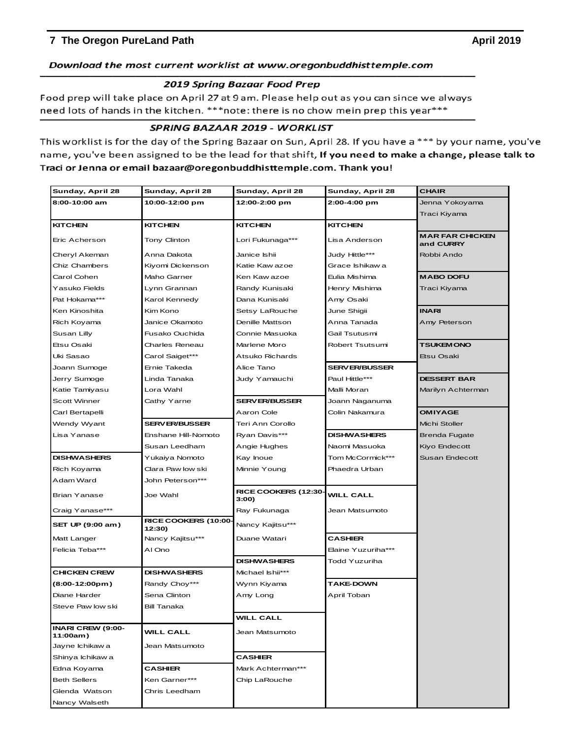***Download the most current worklist at www.oregonbuddhisttemple.com***

### *2019 Spring Bazaar Food Prep*

Food prep will take place on April 27 at 9 am. Please help out as you can since we always need lots of hands in the kitchen. ***note: there is no chow mein prep this year***

### *SPRING BAZAAR 2019 - WORKLIST*

This worklist is for the day of the Spring Bazaar on Sun, April 28. If you have a *** by your name, you've name, you've been assigned to be the lead for that shift, **If you need to make a change, please talk to Traci or Jenna or email bazaar@oregonbuddhisttemple.com. Thank you!**

| Sunday, April 28 | Sunday, April 28 | Sunday, April 28 | Sunday, April 28 | CHAIR |
|---|---|---|---|---|
| **8:00-10:00 am** | **10:00-12:00 pm** | **12:00-2:00 pm** | **2:00-4:00 pm** | Jenna Yokoyama |
| | | | | Traci Kiyama |
| **KITCHEN** | **KITCHEN** | **KITCHEN** | **KITCHEN** | |
| Eric Acherson | Tony Clinton | Lori Fukunaga*** | Lisa Anderson | **MAR FAR CHICKEN and CURRY** |
| Cheryl Akeman | Anna Dakota | Janice Ishii | Judy Hittle*** | Robbi Ando |
| Chiz Chambers | Kiyomi Dickenson | Katie Kawazoe | Grace Ishikawa | |
| Carol Cohen | Maho Garner | Ken Kawazoe | Eulia Mishima | **MABO DOFU** |
| Yasuko Fields | Lynn Grannan | Randy Kunisaki | Henry Mishima | Traci Kiyama |
| Pat Hokama*** | Karol Kennedy | Dana Kunisaki | Amy Osaki | |
| Ken Kinoshita | Kim Kono | Setsy LaRouche | June Shigii | **INARI** |
| Rich Koyama | Janice Okamoto | Denille Mattson | Anna Tanada | Amy Peterson |
| Susan Lilly | Fusako Ouchida | Connie Masuoka | Gail Tsutusmi | |
| Etsu Osaki | Charles Reneau | Marlene Moro | Robert Tsutsumi | **TSUKEMONO** |
| Uki Sasao | Carol Saiget*** | Atsuko Richards | | Etsu Osaki |
| Joann Sumoge | Ernie Takeda | Alice Tano | **SERVER/BUSSER** | |
| Jerry Sumoge | Linda Tanaka | Judy Yamauchi | Paul Hittle*** | **DESSERT BAR** |
| Katie Tamiyasu | Lora Wahl | | Malli Moran | Marilyn Achterman |
| Scott Winner | Cathy Yarne | **SERVER/BUSSER** | Joann Naganuma | |
| Carl Bertapelli | | Aaron Cole | Colin Nakamura | **OMIYAGE** |
| Wendy Wyant | **SERVER/BUSSER** | Teri Ann Corollo | | Michi Stoller |
| Lisa Yanase | Enshane Hill-Nomoto | Ryan Davis*** | **DISHWASHERS** | Brenda Fugate |
| | Susan Leedham | Angie Hughes | Naomi Masuoka | Kiyo Endecott |
| **DISHWASHERS** | Yukaiya Nomoto | Kay Inoue | Tom McCormick*** | Susan Endecott |
| Rich Koyama | Clara Pawlowski | Minnie Young | Phaedra Urban | |
| Adam Ward | John Peterson*** | | | |
| Brian Yanase | Joe Wahl | **RICE COOKERS (12:30-3:00)** | **WILL CALL** | |
| Craig Yanase*** | | Ray Fukunaga | Jean Matsumoto | |
| **SET UP (9:00 am)** | **RICE COOKERS (10:00-12:30)** | Nancy Kajitsu*** | | |
| Matt Langer | Nancy Kajitsu*** | Duane Watari | **CASHIER** | |
| Felicia Teba*** | Al Ono | | Elaine Yuzuriha*** | |
| | | **DISHWASHERS** | Todd Yuzuriha | |
| **CHICKEN CREW** | **DISHWASHERS** | Michael Ishii*** | | |
| **(8:00-12:00pm)** | Randy Choy*** | Wynn Kiyama | **TAKE-DOWN** | |
| Diane Harder | Sena Clinton | Amy Long | April Toban | |
| Steve Pawlowski | Bill Tanaka | | | |
| | | **WILL CALL** | | |
| **INARI CREW (9:00-11:00am)** | **WILL CALL** | Jean Matsumoto | | |
| Jayne Ichikawa | Jean Matsumoto | | | |
| Shinya Ichikawa | | **CASHIER** | | |
| Edna Koyama | **CASHIER** | Mark Achterman*** | | |
| Beth Sellers | Ken Garner*** | Chip LaRouche | | |
| Glenda Watson | Chris Leedham | | | |
| Nancy Walseth | | | | |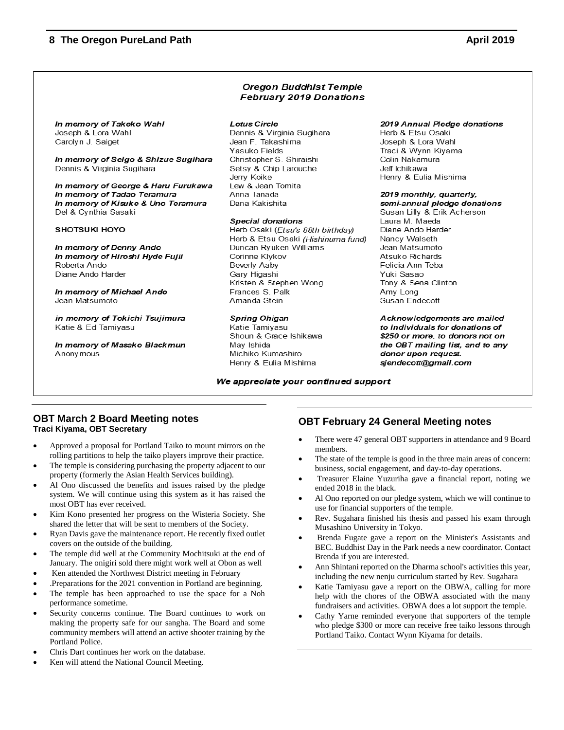## Oregon Buddhist Temple
## February 2019 Donations

***In memory of Takeko Wahl***
Joseph & Lora Wahl
Carolyn J. Saiget

***In memory of Seigo & Shizue Sugihara***
Dennis & Virginia Sugihara

***In memory of George & Haru Furukawa***
***In memory of Tadao Teramura***
***In memory of Kisuke & Uno Teramura***
Del & Cynthia Sasaki

**SHOTSUKI HOYO**

***In memory of Denny Ando***
***In memory of Hiroshi Hyde Fujii***
Roberta Ando
Diane Ando Harder

***In memory of Michael Ando***
Jean Matsumoto

***in memory of Tokichi Tsujimura***
Katie & Ed Tamiyasu

***In memory of Masako Blackmun***
Anonymous

***Lotus Circle***
Dennis & Virginia Sugihara
Jean F. Takashima
Yasuko Fields
Christopher S. Shiraishi
Setsy & Chip Larouche
Jerry Koike
Lew & Jean Tomita
Anna Tanada
Dana Kakishita

***Special donations***
Herb Osaki (*Etsu's 88th birthday*)
Herb & Etsu Osaki (*Hishinuma fund*)
Duncan Ryuken Williams
Corinne Klykov
Beverly Aaby
Gary Higashi
Kristen & Stephen Wong
Frances S. Palk
Amanda Stein

***Spring Ohigan***
Katie Tamiyasu
Shoun & Grace Ishikawa
May Ishida
Michiko Kumashiro
Henry & Eulia Mishima

***2019 Annual Pledge donations***
Herb & Etsu Osaki
Joseph & Lora Wahl
Traci & Wynn Kiyama
Colin Nakamura
Jeff Ichikawa
Henry & Eulia Mishima

***2019 monthly, quarterly, semi-annual pledge donations***
Susan Lilly & Erik Acherson
Laura M. Maeda
Diane Ando Harder
Nancy Walseth
Jean Matsumoto
Atsuko Richards
Felicia Ann Teba
Yuki Sasao
Tony & Sena Clinton
Amy Long
Susan Endecott

***Acknowledgements are mailed to individuals for donations of $250 or more, to donors not on the OBT mailing list, and to any donor upon request. sjendecott@gmail.com***

***We appreciate your continued support***

## OBT March 2 Board Meeting notes

**Traci Kiyama, OBT Secretary**

- Approved a proposal for Portland Taiko to mount mirrors on the rolling partitions to help the taiko players improve their practice.
- The temple is considering purchasing the property adjacent to our property (formerly the Asian Health Services building).
- Al Ono discussed the benefits and issues raised by the pledge system. We will continue using this system as it has raised the most OBT has ever received.
- Kim Kono presented her progress on the Wisteria Society. She shared the letter that will be sent to members of the Society.
- Ryan Davis gave the maintenance report. He recently fixed outlet covers on the outside of the building.
- The temple did well at the Community Mochitsuki at the end of January. The onigiri sold there might work well at Obon as well
- Ken attended the Northwest District meeting in February
- .Preparations for the 2021 convention in Portland are beginning.
- The temple has been approached to use the space for a Noh performance sometime.
- Security concerns continue. The Board continues to work on making the property safe for our sangha. The Board and some community members will attend an active shooter training by the Portland Police.
- Chris Dart continues her work on the database.
- Ken will attend the National Council Meeting.

## OBT February 24 General Meeting notes

- There were 47 general OBT supporters in attendance and 9 Board members.
- The state of the temple is good in the three main areas of concern: business, social engagement, and day-to-day operations.
- Treasurer Elaine Yuzuriha gave a financial report, noting we ended 2018 in the black.
- Al Ono reported on our pledge system, which we will continue to use for financial supporters of the temple.
- Rev. Sugahara finished his thesis and passed his exam through Musashino University in Tokyo.
- Brenda Fugate gave a report on the Minister's Assistants and BEC. Buddhist Day in the Park needs a new coordinator. Contact Brenda if you are interested.
- Ann Shintani reported on the Dharma school's activities this year, including the new nenju curriculum started by Rev. Sugahara
- Katie Tamiyasu gave a report on the OBWA, calling for more help with the chores of the OBWA associated with the many fundraisers and activities. OBWA does a lot support the temple.
- Cathy Yarne reminded everyone that supporters of the temple who pledge $300 or more can receive free taiko lessons through Portland Taiko. Contact Wynn Kiyama for details.